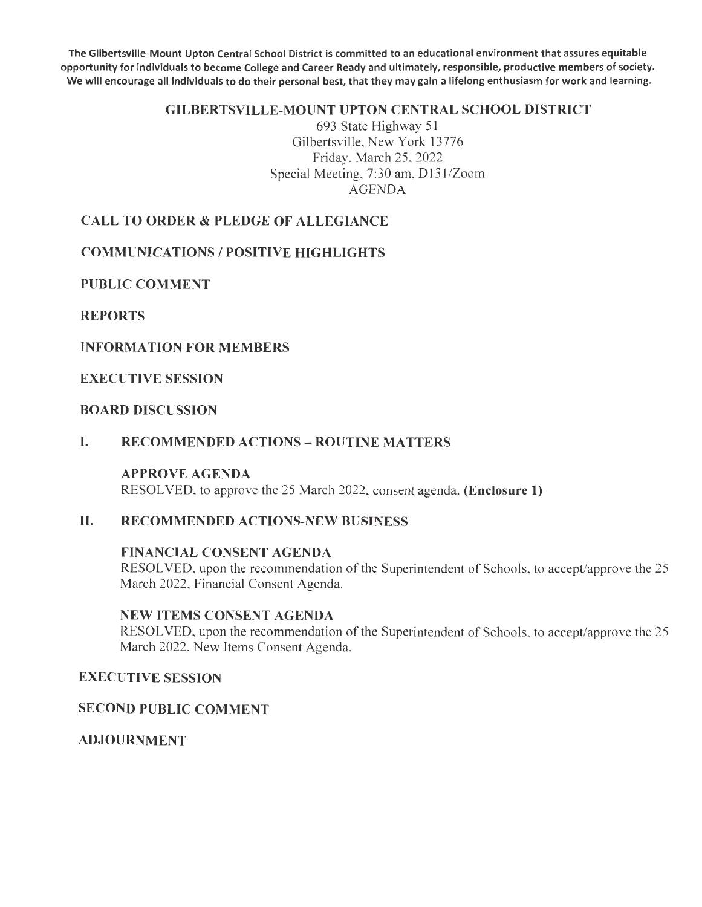**The Gilbertsville-Mount Upton Central School District is committed to an educational environment that assures equitable opportunity for individuals to become College and Career Ready and ultimately, responsible, productive members of society. We will encourage all individuals to do their personal best, that they may gain a lifelong enthusiasm for work and learning.**

# GILBERTSVILLE-MOUNT UPTON CENTRAL SCHOOL DISTRICT

693 State Highway 51
Gilbertsville, New York 13776
Friday, March 25, 2022
Special Meeting, 7:30 am, D131/Zoom
AGENDA

## CALL TO ORDER & PLEDGE OF ALLEGIANCE

## COMMUNICATIONS / POSITIVE HIGHLIGHTS

## PUBLIC COMMENT

## REPORTS

## INFORMATION FOR MEMBERS

## EXECUTIVE SESSION

## BOARD DISCUSSION

## I. RECOMMENDED ACTIONS – ROUTINE MATTERS

### APPROVE AGENDA

RESOLVED, to approve the 25 March 2022, consent agenda. **(Enclosure 1)**

## II. RECOMMENDED ACTIONS-NEW BUSINESS

### FINANCIAL CONSENT AGENDA

RESOLVED, upon the recommendation of the Superintendent of Schools, to accept/approve the 25 March 2022, Financial Consent Agenda.

### NEW ITEMS CONSENT AGENDA

RESOLVED, upon the recommendation of the Superintendent of Schools, to accept/approve the 25 March 2022, New Items Consent Agenda.

## EXECUTIVE SESSION

## SECOND PUBLIC COMMENT

## ADJOURNMENT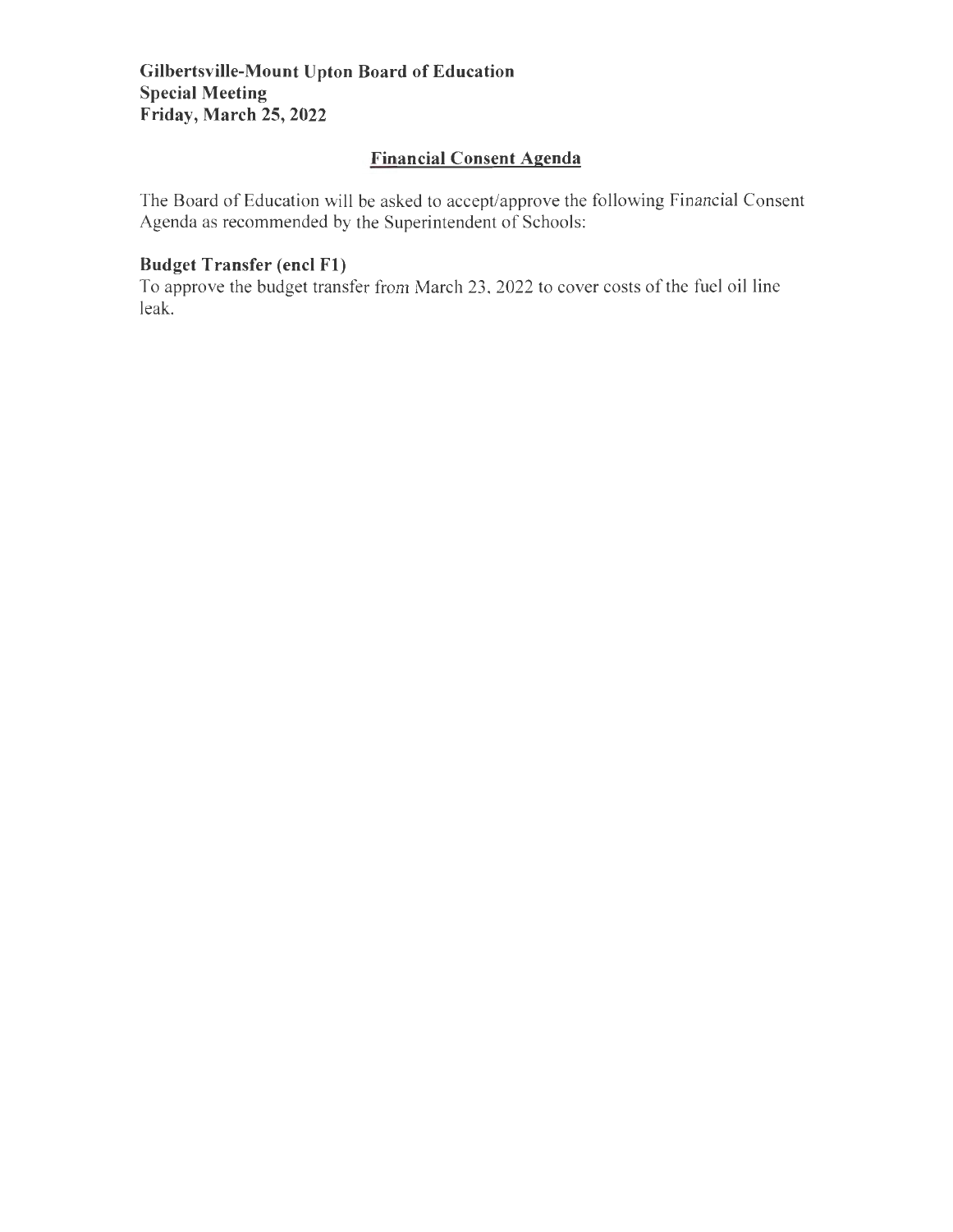**Gilbertsville-Mount Upton Board of Education**
**Special Meeting**
**Friday, March 25, 2022**

## Financial Consent Agenda

The Board of Education will be asked to accept/approve the following Financial Consent Agenda as recommended by the Superintendent of Schools:

### Budget Transfer (encl F1)

To approve the budget transfer from March 23, 2022 to cover costs of the fuel oil line leak.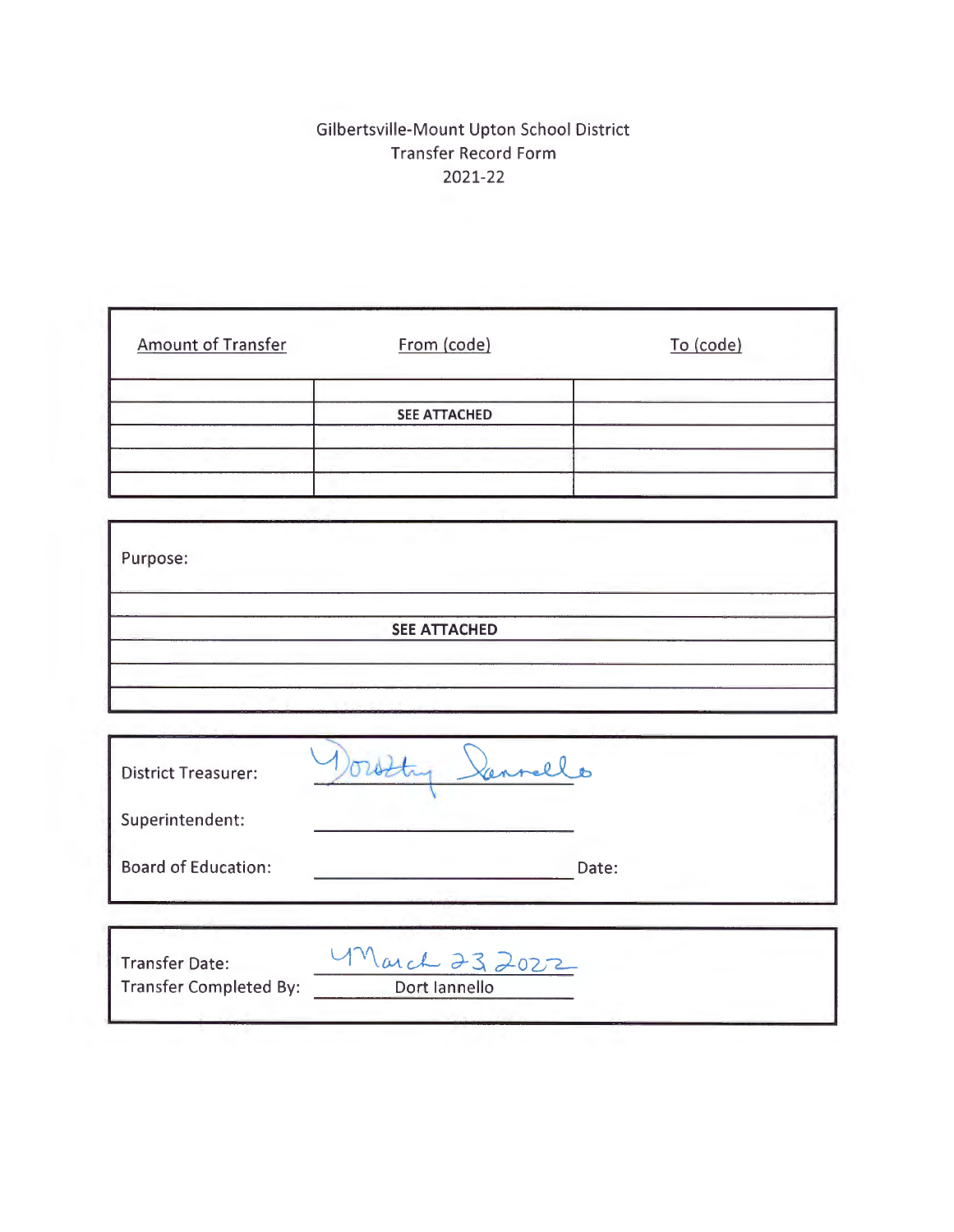Gilbertsville-Mount Upton School District
Transfer Record Form
2021-22

| Amount of Transfer | From (code) | To (code) |
|---|---|---|
| | | |
| | SEE ATTACHED | |
| | | |
| | | |
| | | |

| Purpose: |
|---|
| |
| SEE ATTACHED |
| |
| |
| |

District Treasurer: Dorothy Iannello

Superintendent: ______________________

Board of Education: ______________________ Date:

Transfer Date: March 23 2022

Transfer Completed By: Dort Iannello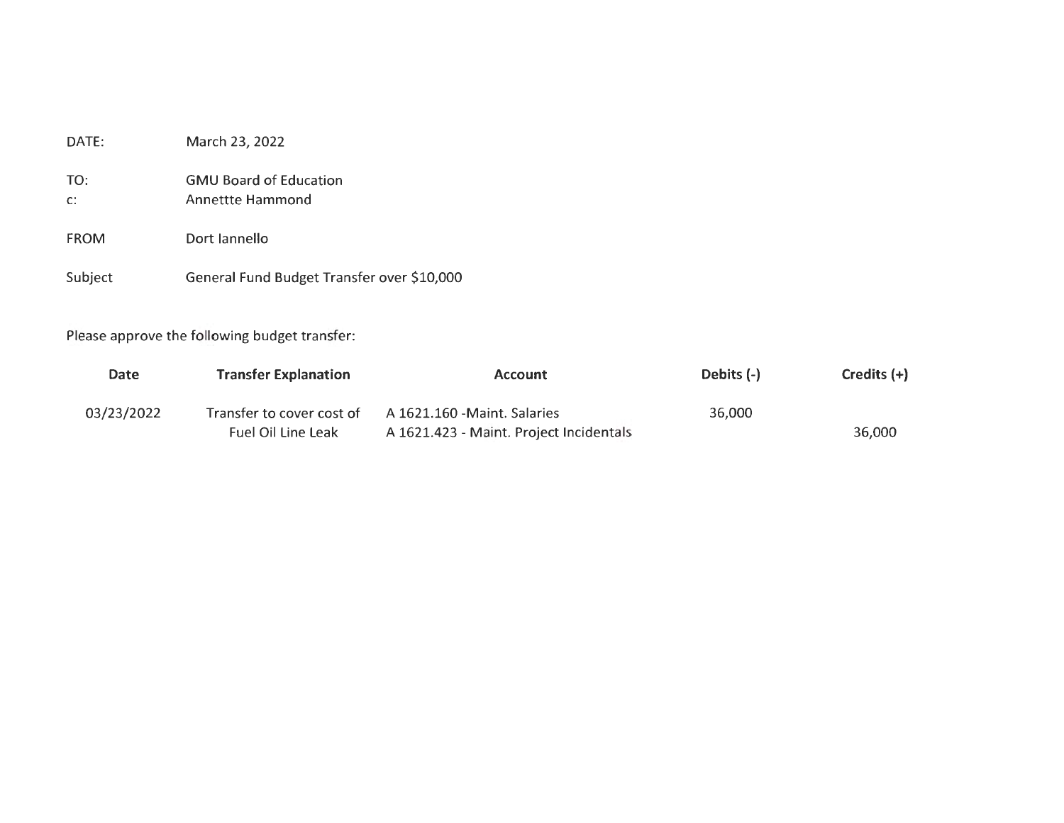DATE: March 23, 2022

TO: GMU Board of Education

c: Annettte Hammond

FROM Dort Iannello

Subject General Fund Budget Transfer over $10,000

Please approve the following budget transfer:

| Date | Transfer Explanation | Account | Debits (-) | Credits (+) |
|---|---|---|---|---|
| 03/23/2022 | Transfer to cover cost of | A 1621.160 -Maint. Salaries | 36,000 | |
| | Fuel Oil Line Leak | A 1621.423 - Maint. Project Incidentals | | 36,000 |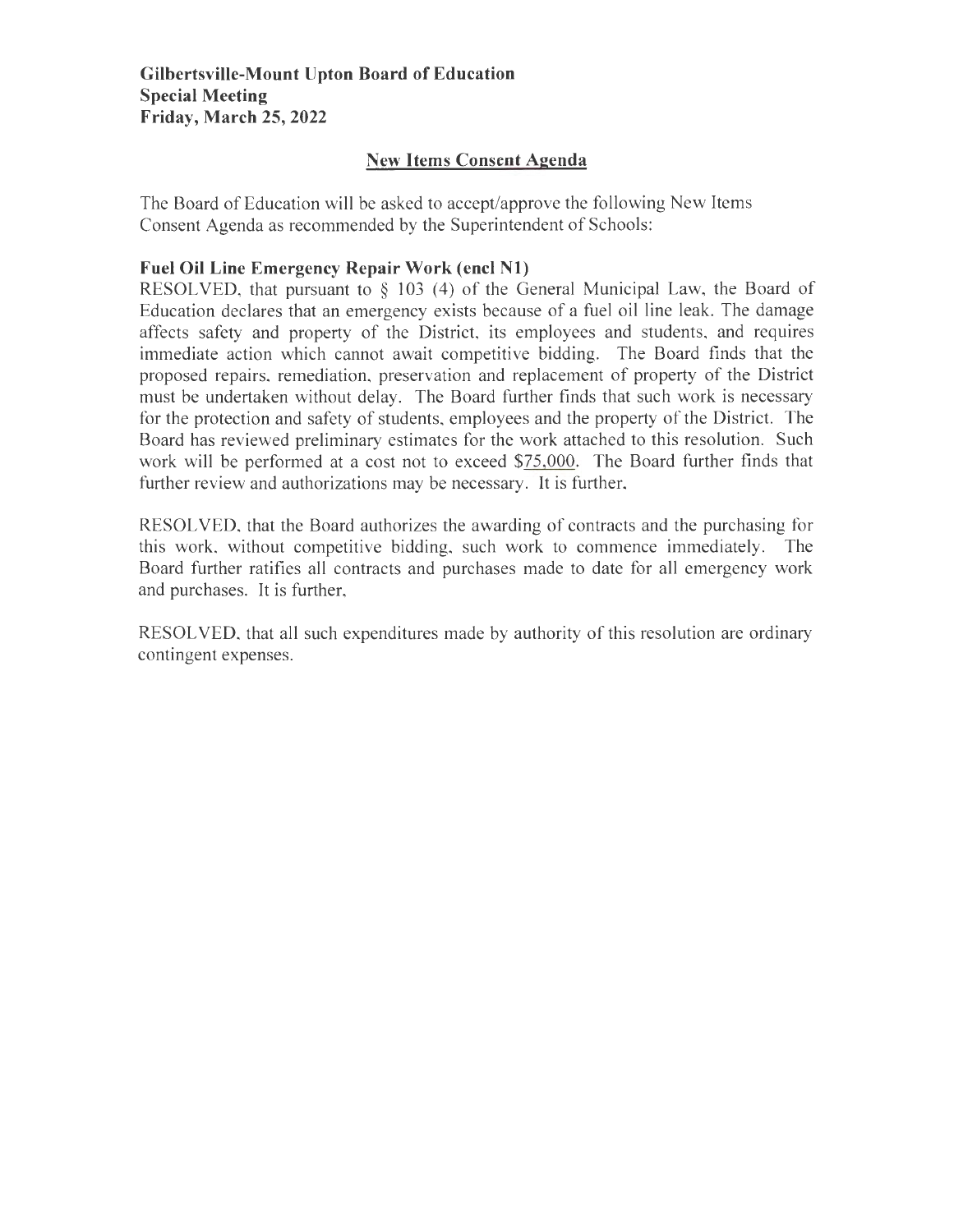**Gilbertsville-Mount Upton Board of Education**
**Special Meeting**
**Friday, March 25, 2022**

## New Items Consent Agenda

The Board of Education will be asked to accept/approve the following New Items Consent Agenda as recommended by the Superintendent of Schools:

**Fuel Oil Line Emergency Repair Work (encl N1)**

RESOLVED, that pursuant to § 103 (4) of the General Municipal Law, the Board of Education declares that an emergency exists because of a fuel oil line leak. The damage affects safety and property of the District, its employees and students, and requires immediate action which cannot await competitive bidding. The Board finds that the proposed repairs, remediation, preservation and replacement of property of the District must be undertaken without delay. The Board further finds that such work is necessary for the protection and safety of students, employees and the property of the District. The Board has reviewed preliminary estimates for the work attached to this resolution. Such work will be performed at a cost not to exceed <u>$75,000</u>. The Board further finds that further review and authorizations may be necessary. It is further,

RESOLVED, that the Board authorizes the awarding of contracts and the purchasing for this work, without competitive bidding, such work to commence immediately. The Board further ratifies all contracts and purchases made to date for all emergency work and purchases. It is further,

RESOLVED, that all such expenditures made by authority of this resolution are ordinary contingent expenses.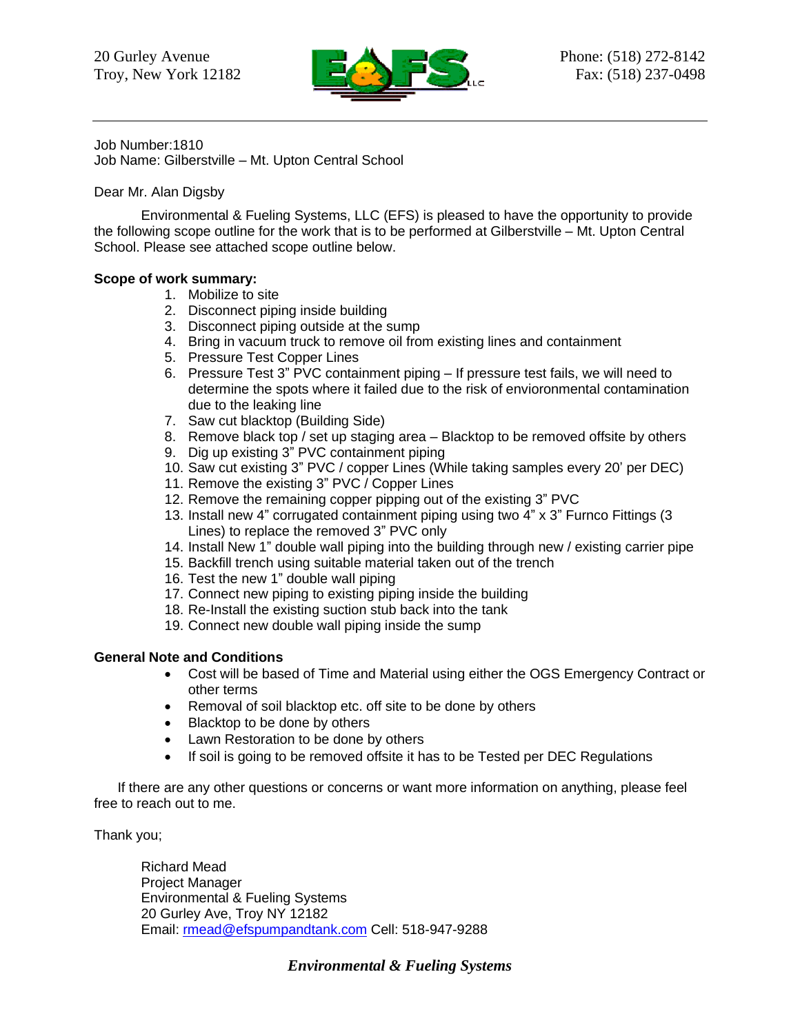20 Gurley Avenue
Troy, New York 12182

Phone: (518) 272-8142
Fax: (518) 237-0498

Job Number:1810
Job Name: Gilberstville – Mt. Upton Central School

Dear Mr. Alan Digsby

Environmental & Fueling Systems, LLC (EFS) is pleased to have the opportunity to provide the following scope outline for the work that is to be performed at Gilberstville – Mt. Upton Central School. Please see attached scope outline below.

**Scope of work summary:**

1. Mobilize to site
2. Disconnect piping inside building
3. Disconnect piping outside at the sump
4. Bring in vacuum truck to remove oil from existing lines and containment
5. Pressure Test Copper Lines
6. Pressure Test 3" PVC containment piping – If pressure test fails, we will need to determine the spots where it failed due to the risk of envioronmental contamination due to the leaking line
7. Saw cut blacktop (Building Side)
8. Remove black top / set up staging area – Blacktop to be removed offsite by others
9. Dig up existing 3" PVC containment piping
10. Saw cut existing 3" PVC / copper Lines (While taking samples every 20' per DEC)
11. Remove the existing 3" PVC / Copper Lines
12. Remove the remaining copper pipping out of the existing 3" PVC
13. Install new 4" corrugated containment piping using two 4" x 3" Furnco Fittings (3 Lines) to replace the removed 3" PVC only
14. Install New 1" double wall piping into the building through new / existing carrier pipe
15. Backfill trench using suitable material taken out of the trench
16. Test the new 1" double wall piping
17. Connect new piping to existing piping inside the building
18. Re-Install the existing suction stub back into the tank
19. Connect new double wall piping inside the sump

**General Note and Conditions**

- Cost will be based of Time and Material using either the OGS Emergency Contract or other terms
- Removal of soil blacktop etc. off site to be done by others
- Blacktop to be done by others
- Lawn Restoration to be done by others
- If soil is going to be removed offsite it has to be Tested per DEC Regulations

If there are any other questions or concerns or want more information on anything, please feel free to reach out to me.

Thank you;

Richard Mead
Project Manager
Environmental & Fueling Systems
20 Gurley Ave, Troy NY 12182
Email: rmead@efspumpandtank.com Cell: 518-947-9288

***Environmental & Fueling Systems***